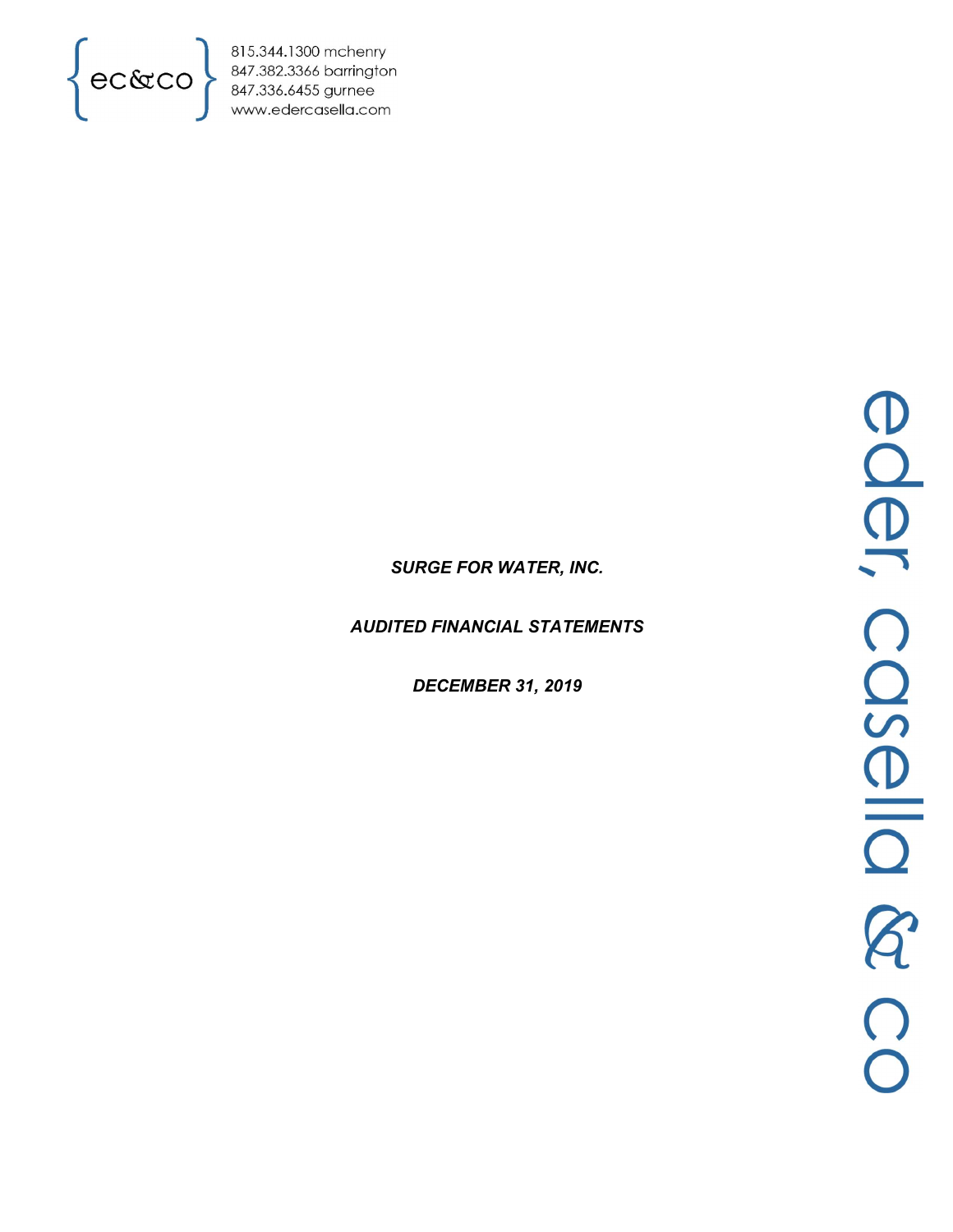{ec&co}

815.344.1300 mchenry
847.382.3366 barrington
847.336.6455 gurnee
www.edercasella.com

***SURGE FOR WATER, INC.***

***AUDITED FINANCIAL STATEMENTS***

***DECEMBER 31, 2019***

eder, casella & co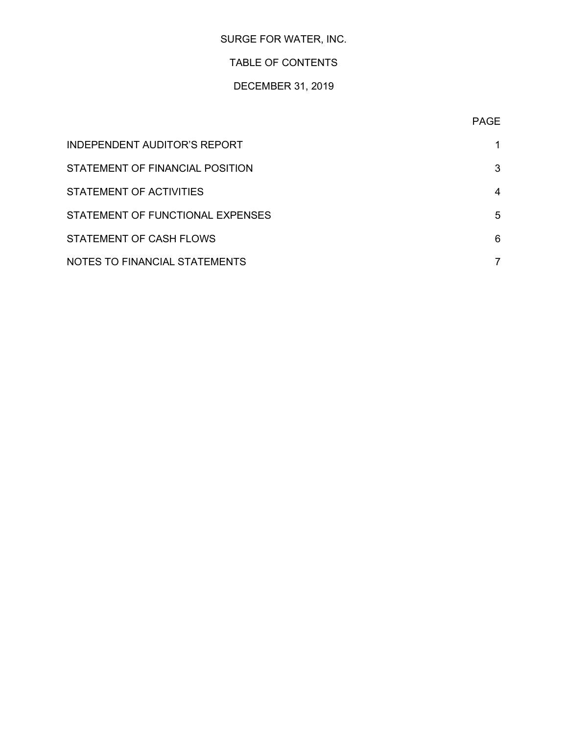# SURGE FOR WATER, INC.

## TABLE OF CONTENTS

### DECEMBER 31, 2019

| | PAGE |
|---|---|
| INDEPENDENT AUDITOR'S REPORT | 1 |
| STATEMENT OF FINANCIAL POSITION | 3 |
| STATEMENT OF ACTIVITIES | 4 |
| STATEMENT OF FUNCTIONAL EXPENSES | 5 |
| STATEMENT OF CASH FLOWS | 6 |
| NOTES TO FINANCIAL STATEMENTS | 7 |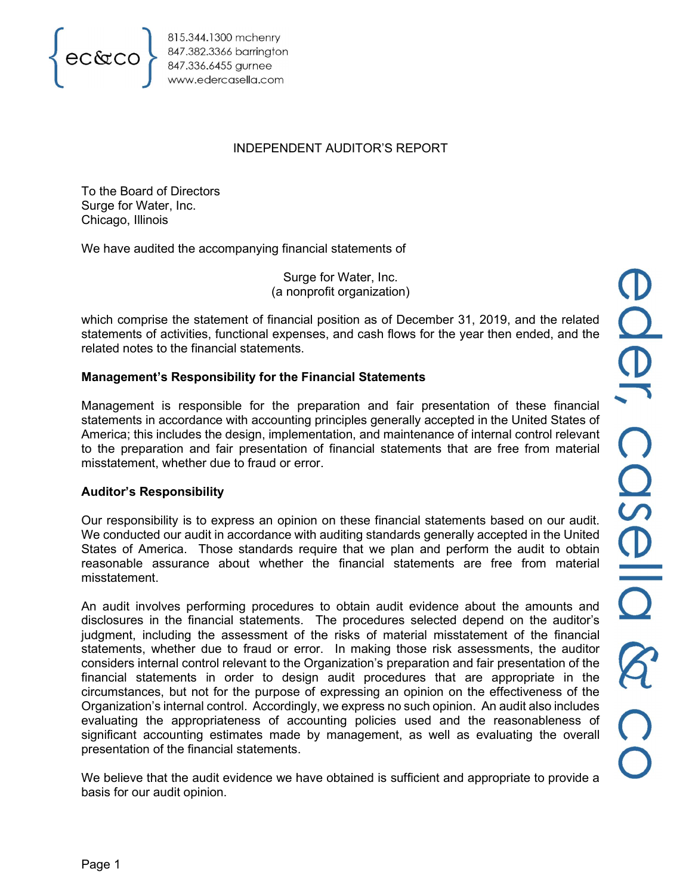815.344.1300 mchenry
847.382.3366 barrington
847.336.6455 gurnee
www.edercasella.com

# INDEPENDENT AUDITOR'S REPORT

To the Board of Directors
Surge for Water, Inc.
Chicago, Illinois

We have audited the accompanying financial statements of

Surge for Water, Inc.
(a nonprofit organization)

which comprise the statement of financial position as of December 31, 2019, and the related statements of activities, functional expenses, and cash flows for the year then ended, and the related notes to the financial statements.

**Management's Responsibility for the Financial Statements**

Management is responsible for the preparation and fair presentation of these financial statements in accordance with accounting principles generally accepted in the United States of America; this includes the design, implementation, and maintenance of internal control relevant to the preparation and fair presentation of financial statements that are free from material misstatement, whether due to fraud or error.

**Auditor's Responsibility**

Our responsibility is to express an opinion on these financial statements based on our audit. We conducted our audit in accordance with auditing standards generally accepted in the United States of America. Those standards require that we plan and perform the audit to obtain reasonable assurance about whether the financial statements are free from material misstatement.

An audit involves performing procedures to obtain audit evidence about the amounts and disclosures in the financial statements. The procedures selected depend on the auditor's judgment, including the assessment of the risks of material misstatement of the financial statements, whether due to fraud or error. In making those risk assessments, the auditor considers internal control relevant to the Organization's preparation and fair presentation of the financial statements in order to design audit procedures that are appropriate in the circumstances, but not for the purpose of expressing an opinion on the effectiveness of the Organization's internal control. Accordingly, we express no such opinion. An audit also includes evaluating the appropriateness of accounting policies used and the reasonableness of significant accounting estimates made by management, as well as evaluating the overall presentation of the financial statements.

We believe that the audit evidence we have obtained is sufficient and appropriate to provide a basis for our audit opinion.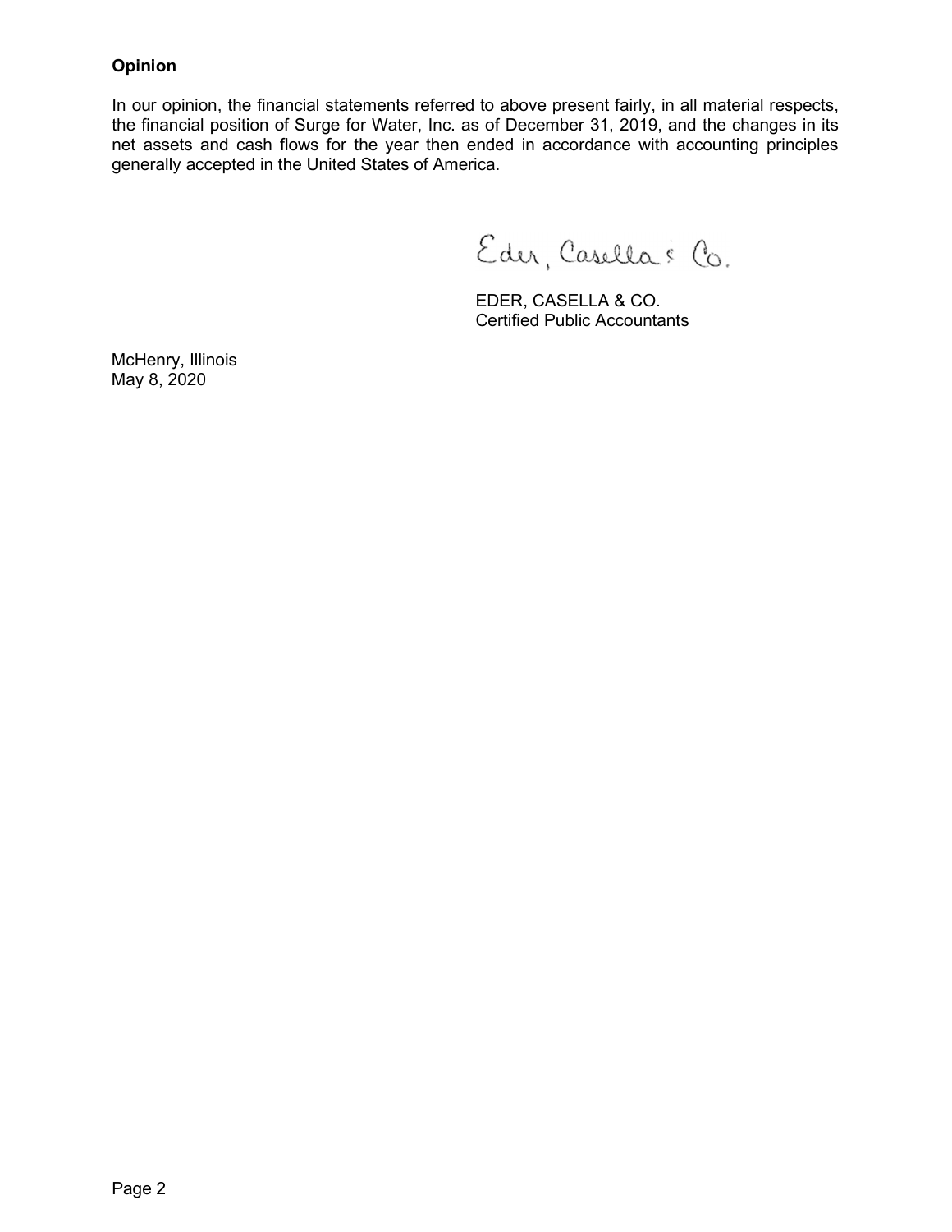**Opinion**

In our opinion, the financial statements referred to above present fairly, in all material respects, the financial position of Surge for Water, Inc. as of December 31, 2019, and the changes in its net assets and cash flows for the year then ended in accordance with accounting principles generally accepted in the United States of America.

Eder, Casella & Co.

EDER, CASELLA & CO.
Certified Public Accountants

McHenry, Illinois
May 8, 2020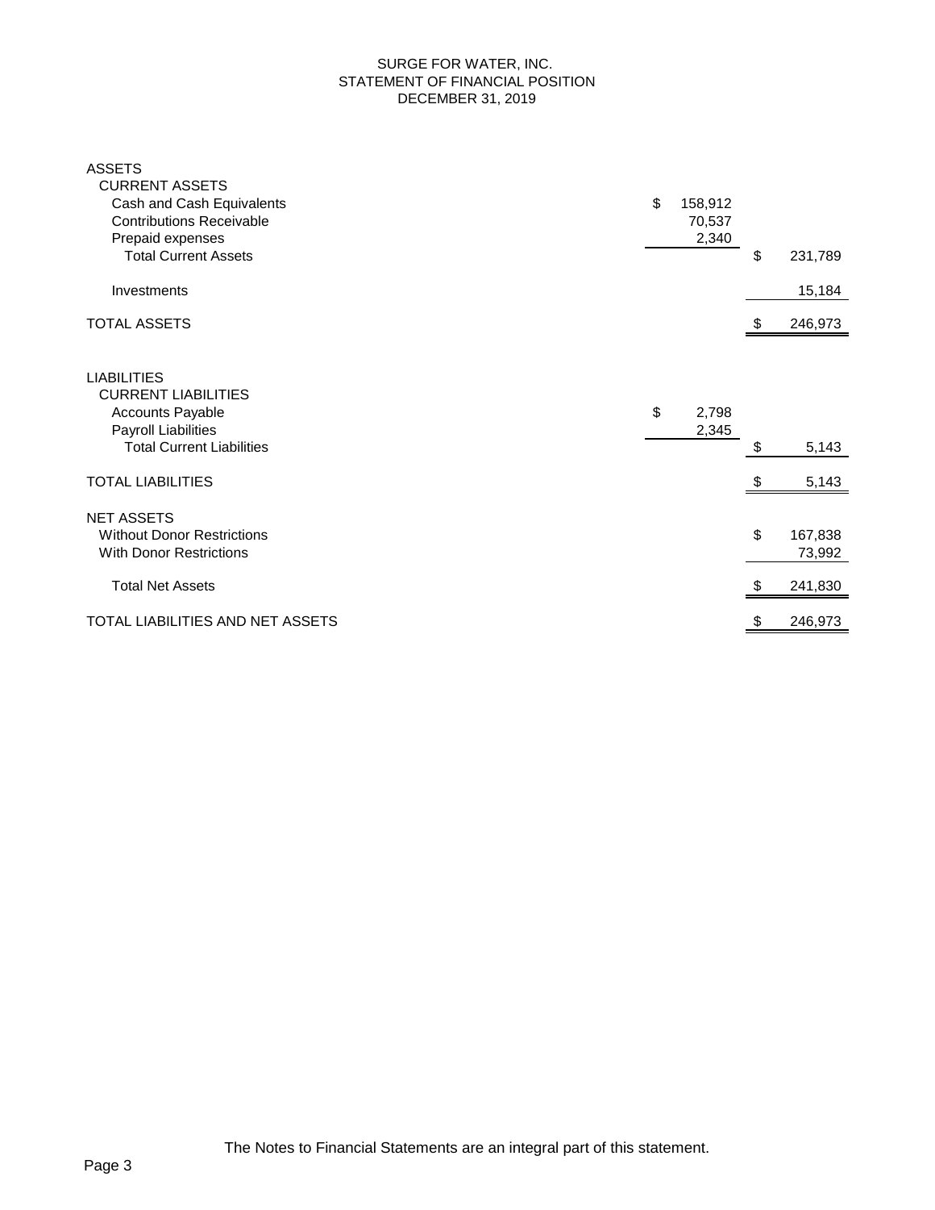# SURGE FOR WATER, INC.
## STATEMENT OF FINANCIAL POSITION
### DECEMBER 31, 2019

| | | |
|---|---|---|
| **ASSETS** | | |
| CURRENT ASSETS | | |
| Cash and Cash Equivalents | $ 158,912 | |
| Contributions Receivable | 70,537 | |
| Prepaid expenses | 2,340 | |
| Total Current Assets | | $ 231,789 |
| Investments | | 15,184 |
| **TOTAL ASSETS** | | $ 246,973 |
| **LIABILITIES** | | |
| CURRENT LIABILITIES | | |
| Accounts Payable | $ 2,798 | |
| Payroll Liabilities | 2,345 | |
| Total Current Liabilities | | $ 5,143 |
| **TOTAL LIABILITIES** | | $ 5,143 |
| **NET ASSETS** | | |
| Without Donor Restrictions | | $ 167,838 |
| With Donor Restrictions | | 73,992 |
| Total Net Assets | | $ 241,830 |
| **TOTAL LIABILITIES AND NET ASSETS** | | $ 246,973 |

The Notes to Financial Statements are an integral part of this statement.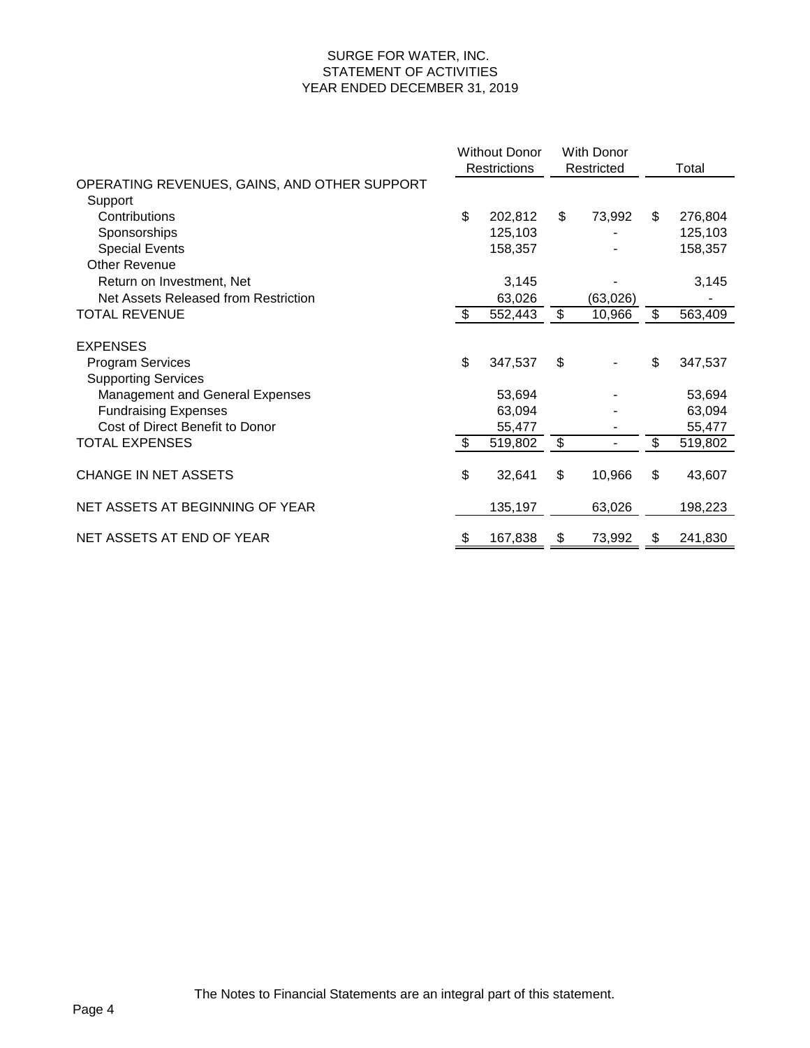# SURGE FOR WATER, INC.
## STATEMENT OF ACTIVITIES
### YEAR ENDED DECEMBER 31, 2019

| | Without Donor Restrictions | With Donor Restricted | Total |
|---|---|---|---|
| OPERATING REVENUES, GAINS, AND OTHER SUPPORT | | | |
| Support | | | |
| Contributions | $ 202,812 | $ 73,992 | $ 276,804 |
| Sponsorships | 125,103 | - | 125,103 |
| Special Events | 158,357 | - | 158,357 |
| Other Revenue | | | |
| Return on Investment, Net | 3,145 | - | 3,145 |
| Net Assets Released from Restriction | 63,026 | (63,026) | - |
| TOTAL REVENUE | $ 552,443 | $ 10,966 | $ 563,409 |
| EXPENSES | | | |
| Program Services | $ 347,537 | $ - | $ 347,537 |
| Supporting Services | | | |
| Management and General Expenses | 53,694 | - | 53,694 |
| Fundraising Expenses | 63,094 | - | 63,094 |
| Cost of Direct Benefit to Donor | 55,477 | - | 55,477 |
| TOTAL EXPENSES | $ 519,802 | $ - | $ 519,802 |
| CHANGE IN NET ASSETS | $ 32,641 | $ 10,966 | $ 43,607 |
| NET ASSETS AT BEGINNING OF YEAR | 135,197 | 63,026 | 198,223 |
| NET ASSETS AT END OF YEAR | $ 167,838 | $ 73,992 | $ 241,830 |

The Notes to Financial Statements are an integral part of this statement.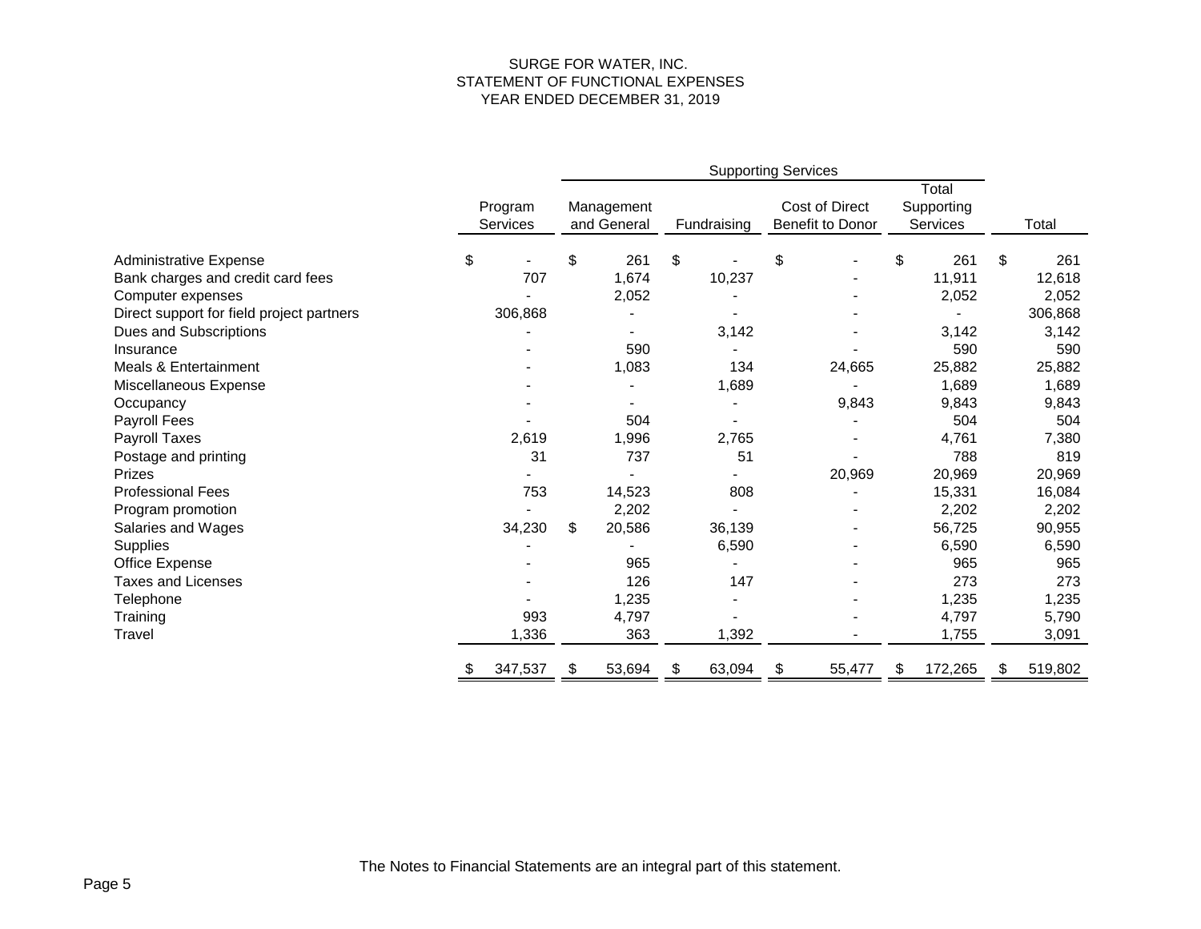# SURGE FOR WATER, INC.
## STATEMENT OF FUNCTIONAL EXPENSES
### YEAR ENDED DECEMBER 31, 2019

| | Program Services | Supporting Services | | | | Total |
|---|---|---|---|---|---|---|
| | | Management and General | Fundraising | Cost of Direct Benefit to Donor | Total Supporting Services | |
| Administrative Expense | $ - | $ 261 | $ - | $ - | $ 261 | $ 261 |
| Bank charges and credit card fees | 707 | 1,674 | 10,237 | - | 11,911 | 12,618 |
| Computer expenses | - | 2,052 | - | - | 2,052 | 2,052 |
| Direct support for field project partners | 306,868 | - | - | - | - | 306,868 |
| Dues and Subscriptions | - | - | 3,142 | - | 3,142 | 3,142 |
| Insurance | - | 590 | - | - | 590 | 590 |
| Meals & Entertainment | - | 1,083 | 134 | 24,665 | 25,882 | 25,882 |
| Miscellaneous Expense | - | - | 1,689 | - | 1,689 | 1,689 |
| Occupancy | - | - | - | 9,843 | 9,843 | 9,843 |
| Payroll Fees | - | 504 | - | - | 504 | 504 |
| Payroll Taxes | 2,619 | 1,996 | 2,765 | - | 4,761 | 7,380 |
| Postage and printing | 31 | 737 | 51 | - | 788 | 819 |
| Prizes | - | - | - | 20,969 | 20,969 | 20,969 |
| Professional Fees | 753 | 14,523 | 808 | - | 15,331 | 16,084 |
| Program promotion | - | 2,202 | - | - | 2,202 | 2,202 |
| Salaries and Wages | 34,230 | $ 20,586 | 36,139 | - | 56,725 | 90,955 |
| Supplies | - | - | 6,590 | - | 6,590 | 6,590 |
| Office Expense | - | 965 | - | - | 965 | 965 |
| Taxes and Licenses | - | 126 | 147 | - | 273 | 273 |
| Telephone | - | 1,235 | - | - | 1,235 | 1,235 |
| Training | 993 | 4,797 | - | - | 4,797 | 5,790 |
| Travel | 1,336 | 363 | 1,392 | - | 1,755 | 3,091 |
| | $ 347,537 | $ 53,694 | $ 63,094 | $ 55,477 | $ 172,265 | $ 519,802 |

The Notes to Financial Statements are an integral part of this statement.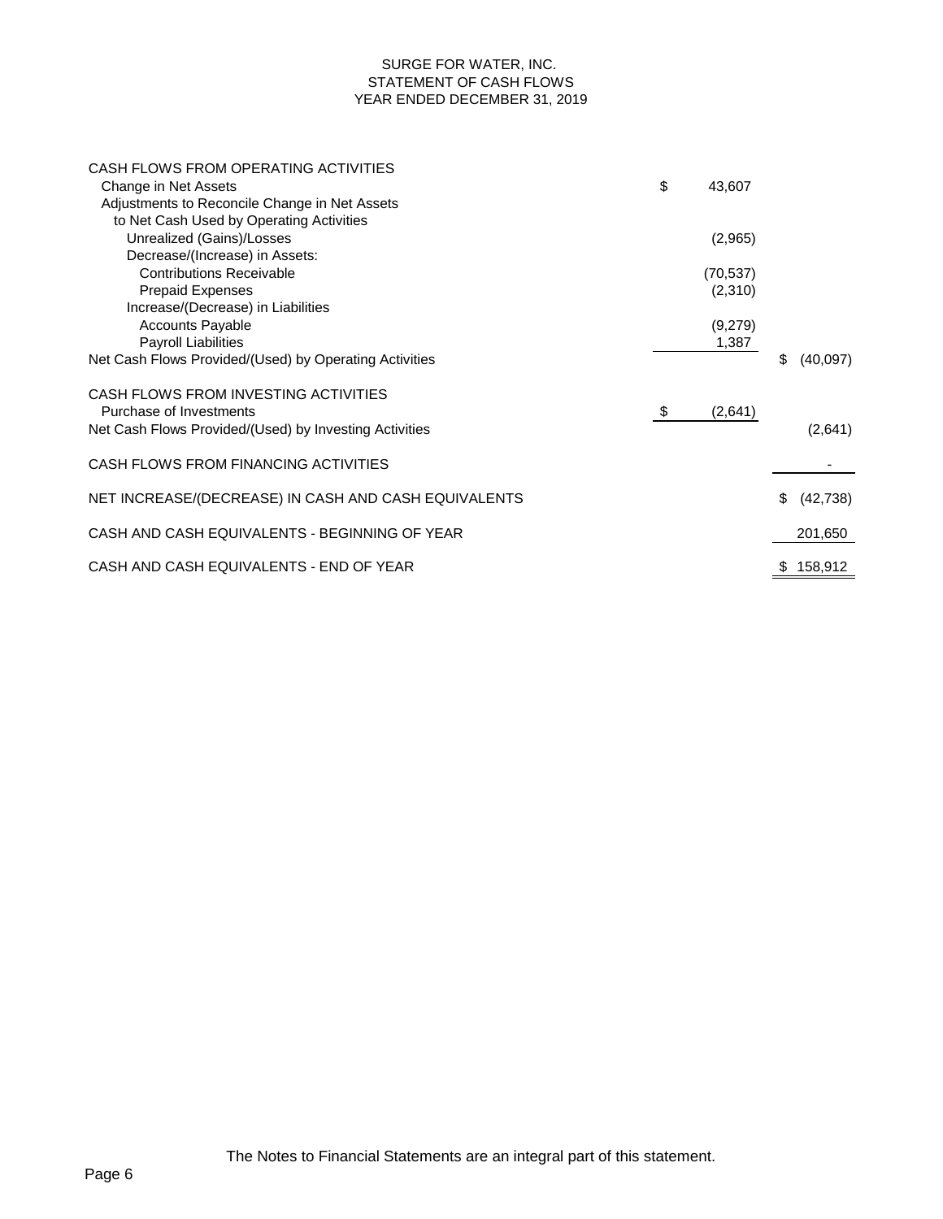# SURGE FOR WATER, INC.
## STATEMENT OF CASH FLOWS
### YEAR ENDED DECEMBER 31, 2019

| | | |
|---|---|---|
| CASH FLOWS FROM OPERATING ACTIVITIES | | |
| Change in Net Assets | $ 43,607 | |
| Adjustments to Reconcile Change in Net Assets to Net Cash Used by Operating Activities | | |
| Unrealized (Gains)/Losses | (2,965) | |
| Decrease/(Increase) in Assets: | | |
| Contributions Receivable | (70,537) | |
| Prepaid Expenses | (2,310) | |
| Increase/(Decrease) in Liabilities | | |
| Accounts Payable | (9,279) | |
| Payroll Liabilities | 1,387 | |
| Net Cash Flows Provided/(Used) by Operating Activities | | $ (40,097) |
| CASH FLOWS FROM INVESTING ACTIVITIES | | |
| Purchase of Investments | $ (2,641) | |
| Net Cash Flows Provided/(Used) by Investing Activities | | (2,641) |
| CASH FLOWS FROM FINANCING ACTIVITIES | | - |
| NET INCREASE/(DECREASE) IN CASH AND CASH EQUIVALENTS | | $ (42,738) |
| CASH AND CASH EQUIVALENTS - BEGINNING OF YEAR | | 201,650 |
| CASH AND CASH EQUIVALENTS - END OF YEAR | | $ 158,912 |

The Notes to Financial Statements are an integral part of this statement.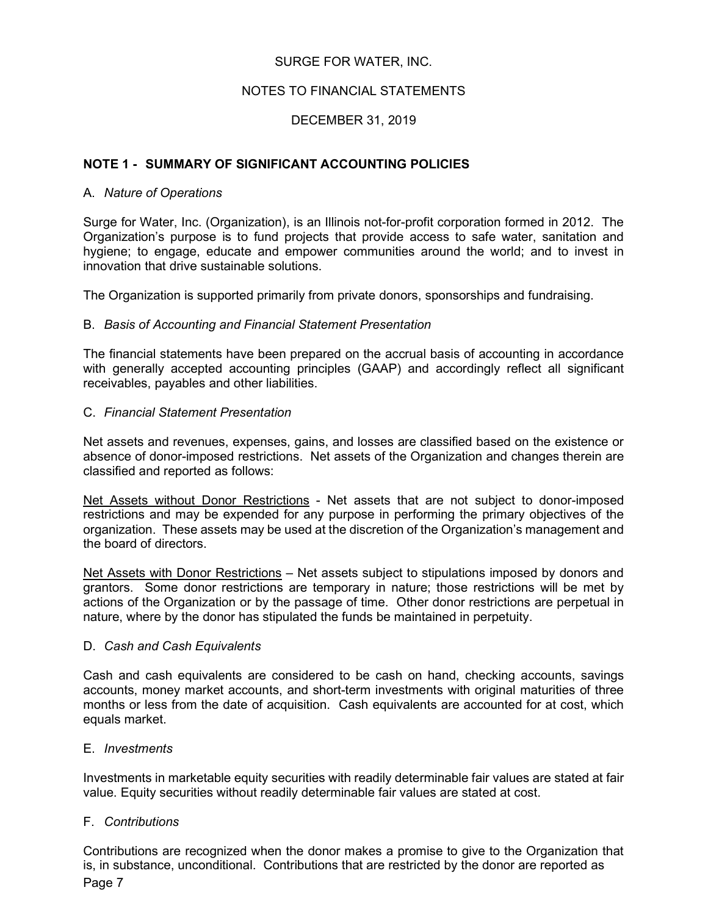# SURGE FOR WATER, INC.

## NOTES TO FINANCIAL STATEMENTS

## DECEMBER 31, 2019

### NOTE 1 - SUMMARY OF SIGNIFICANT ACCOUNTING POLICIES

A. *Nature of Operations*

Surge for Water, Inc. (Organization), is an Illinois not-for-profit corporation formed in 2012. The Organization's purpose is to fund projects that provide access to safe water, sanitation and hygiene; to engage, educate and empower communities around the world; and to invest in innovation that drive sustainable solutions.

The Organization is supported primarily from private donors, sponsorships and fundraising.

B. *Basis of Accounting and Financial Statement Presentation*

The financial statements have been prepared on the accrual basis of accounting in accordance with generally accepted accounting principles (GAAP) and accordingly reflect all significant receivables, payables and other liabilities.

C. *Financial Statement Presentation*

Net assets and revenues, expenses, gains, and losses are classified based on the existence or absence of donor-imposed restrictions. Net assets of the Organization and changes therein are classified and reported as follows:

<u>Net Assets without Donor Restrictions</u> - Net assets that are not subject to donor-imposed restrictions and may be expended for any purpose in performing the primary objectives of the organization. These assets may be used at the discretion of the Organization's management and the board of directors.

<u>Net Assets with Donor Restrictions</u> – Net assets subject to stipulations imposed by donors and grantors. Some donor restrictions are temporary in nature; those restrictions will be met by actions of the Organization or by the passage of time. Other donor restrictions are perpetual in nature, where by the donor has stipulated the funds be maintained in perpetuity.

D. *Cash and Cash Equivalents*

Cash and cash equivalents are considered to be cash on hand, checking accounts, savings accounts, money market accounts, and short-term investments with original maturities of three months or less from the date of acquisition. Cash equivalents are accounted for at cost, which equals market.

E. *Investments*

Investments in marketable equity securities with readily determinable fair values are stated at fair value. Equity securities without readily determinable fair values are stated at cost.

F. *Contributions*

Contributions are recognized when the donor makes a promise to give to the Organization that is, in substance, unconditional. Contributions that are restricted by the donor are reported as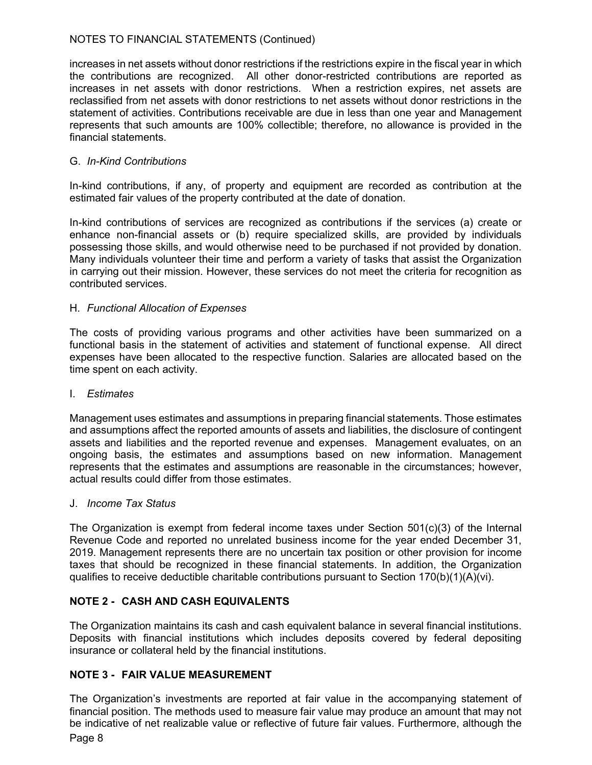increases in net assets without donor restrictions if the restrictions expire in the fiscal year in which the contributions are recognized. All other donor-restricted contributions are reported as increases in net assets with donor restrictions. When a restriction expires, net assets are reclassified from net assets with donor restrictions to net assets without donor restrictions in the statement of activities. Contributions receivable are due in less than one year and Management represents that such amounts are 100% collectible; therefore, no allowance is provided in the financial statements.

G. *In-Kind Contributions*

In-kind contributions, if any, of property and equipment are recorded as contribution at the estimated fair values of the property contributed at the date of donation.

In-kind contributions of services are recognized as contributions if the services (a) create or enhance non-financial assets or (b) require specialized skills, are provided by individuals possessing those skills, and would otherwise need to be purchased if not provided by donation. Many individuals volunteer their time and perform a variety of tasks that assist the Organization in carrying out their mission. However, these services do not meet the criteria for recognition as contributed services.

H. *Functional Allocation of Expenses*

The costs of providing various programs and other activities have been summarized on a functional basis in the statement of activities and statement of functional expense. All direct expenses have been allocated to the respective function. Salaries are allocated based on the time spent on each activity.

I. *Estimates*

Management uses estimates and assumptions in preparing financial statements. Those estimates and assumptions affect the reported amounts of assets and liabilities, the disclosure of contingent assets and liabilities and the reported revenue and expenses. Management evaluates, on an ongoing basis, the estimates and assumptions based on new information. Management represents that the estimates and assumptions are reasonable in the circumstances; however, actual results could differ from those estimates.

J. *Income Tax Status*

The Organization is exempt from federal income taxes under Section 501(c)(3) of the Internal Revenue Code and reported no unrelated business income for the year ended December 31, 2019. Management represents there are no uncertain tax position or other provision for income taxes that should be recognized in these financial statements. In addition, the Organization qualifies to receive deductible charitable contributions pursuant to Section 170(b)(1)(A)(vi).

## NOTE 2 - CASH AND CASH EQUIVALENTS

The Organization maintains its cash and cash equivalent balance in several financial institutions. Deposits with financial institutions which includes deposits covered by federal depositing insurance or collateral held by the financial institutions.

## NOTE 3 - FAIR VALUE MEASUREMENT

The Organization's investments are reported at fair value in the accompanying statement of financial position. The methods used to measure fair value may produce an amount that may not be indicative of net realizable value or reflective of future fair values. Furthermore, although the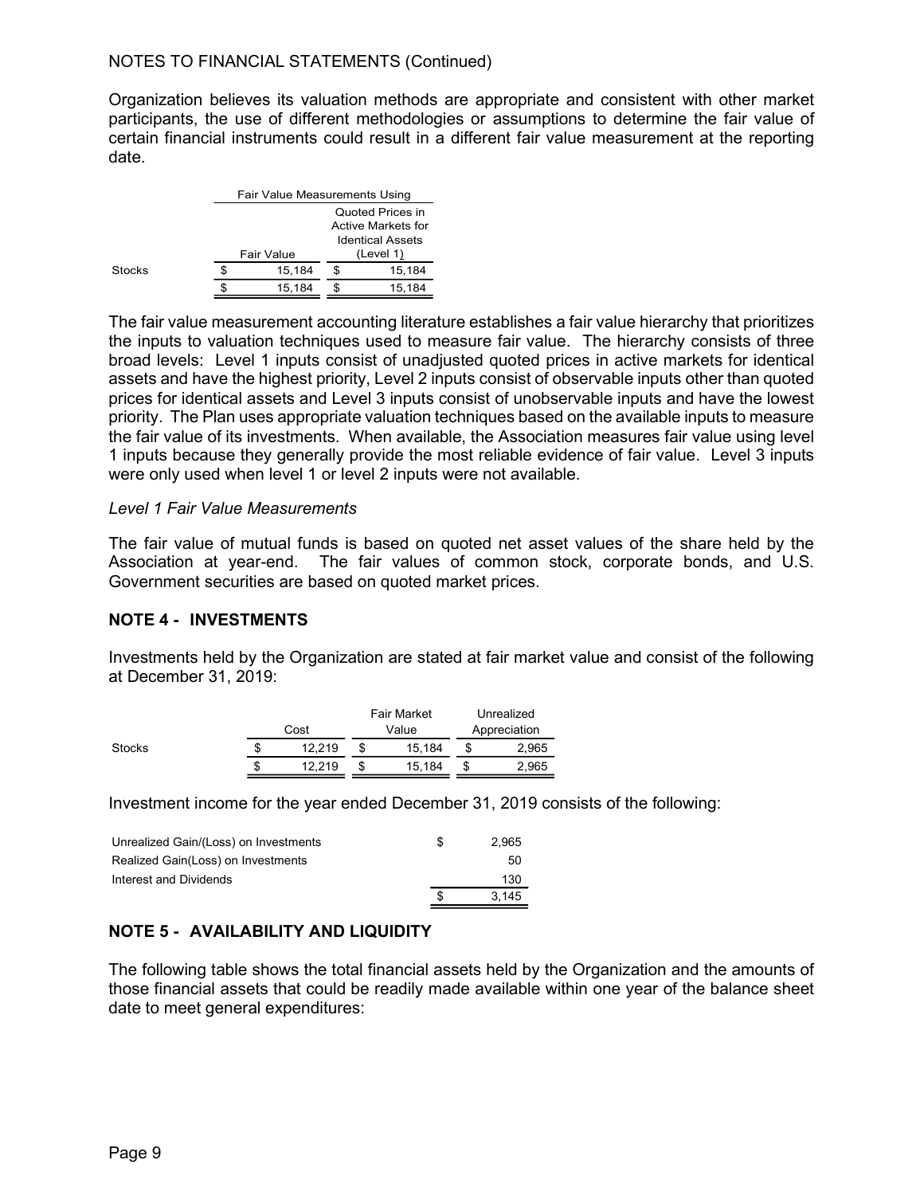NOTES TO FINANCIAL STATEMENTS (Continued)

Organization believes its valuation methods are appropriate and consistent with other market participants, the use of different methodologies or assumptions to determine the fair value of certain financial instruments could result in a different fair value measurement at the reporting date.

| | Fair Value Measurements Using | |
|---|---|---|
| | Fair Value | Quoted Prices in Active Markets for Identical Assets (Level 1) |
| Stocks | $ 15,184 | $ 15,184 |
| | $ 15,184 | $ 15,184 |

The fair value measurement accounting literature establishes a fair value hierarchy that prioritizes the inputs to valuation techniques used to measure fair value. The hierarchy consists of three broad levels: Level 1 inputs consist of unadjusted quoted prices in active markets for identical assets and have the highest priority, Level 2 inputs consist of observable inputs other than quoted prices for identical assets and Level 3 inputs consist of unobservable inputs and have the lowest priority. The Plan uses appropriate valuation techniques based on the available inputs to measure the fair value of its investments. When available, the Association measures fair value using level 1 inputs because they generally provide the most reliable evidence of fair value. Level 3 inputs were only used when level 1 or level 2 inputs were not available.

*Level 1 Fair Value Measurements*

The fair value of mutual funds is based on quoted net asset values of the share held by the Association at year-end. The fair values of common stock, corporate bonds, and U.S. Government securities are based on quoted market prices.

## NOTE 4 - INVESTMENTS

Investments held by the Organization are stated at fair market value and consist of the following at December 31, 2019:

| | Cost | Fair Market Value | Unrealized Appreciation |
|---|---|---|---|
| Stocks | $ 12,219 | $ 15,184 | $ 2,965 |
| | $ 12,219 | $ 15,184 | $ 2,965 |

Investment income for the year ended December 31, 2019 consists of the following:

| | |
|---|---|
| Unrealized Gain/(Loss) on Investments | $ 2,965 |
| Realized Gain(Loss) on Investments | 50 |
| Interest and Dividends | 130 |
| | $ 3,145 |

## NOTE 5 - AVAILABILITY AND LIQUIDITY

The following table shows the total financial assets held by the Organization and the amounts of those financial assets that could be readily made available within one year of the balance sheet date to meet general expenditures: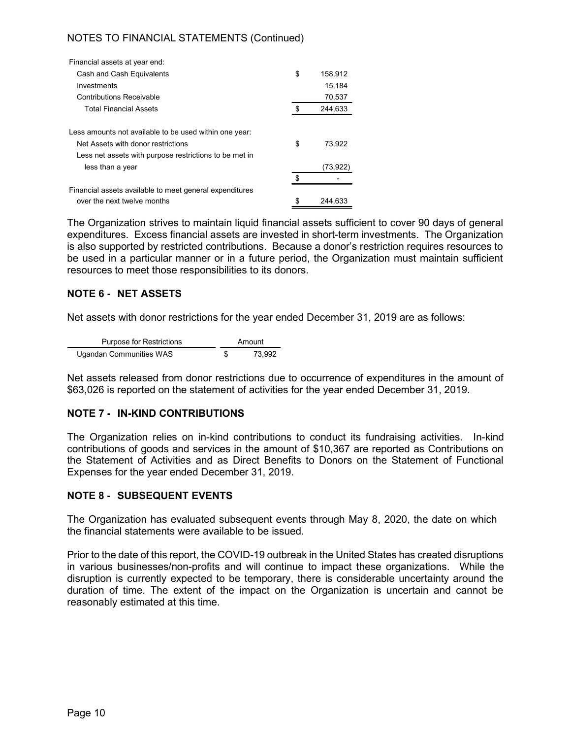NOTES TO FINANCIAL STATEMENTS (Continued)

| | | |
|---|---|---|
| Financial assets at year end: | | |
| Cash and Cash Equivalents | $ | 158,912 |
| Investments | | 15,184 |
| Contributions Receivable | | 70,537 |
| Total Financial Assets | $ | 244,633 |
| | | |
| Less amounts not available to be used within one year: | | |
| Net Assets with donor restrictions | $ | 73,922 |
| Less net assets with purpose restrictions to be met in less than a year | | (73,922) |
| | $ | - |
| Financial assets available to meet general expenditures over the next twelve months | $ | 244,633 |

The Organization strives to maintain liquid financial assets sufficient to cover 90 days of general expenditures. Excess financial assets are invested in short-term investments. The Organization is also supported by restricted contributions. Because a donor's restriction requires resources to be used in a particular manner or in a future period, the Organization must maintain sufficient resources to meet those responsibilities to its donors.

## NOTE 6 - NET ASSETS

Net assets with donor restrictions for the year ended December 31, 2019 are as follows:

| Purpose for Restrictions | | Amount |
|---|---|---|
| Ugandan Communities WAS | $ | 73,992 |

Net assets released from donor restrictions due to occurrence of expenditures in the amount of $63,026 is reported on the statement of activities for the year ended December 31, 2019.

## NOTE 7 - IN-KIND CONTRIBUTIONS

The Organization relies on in-kind contributions to conduct its fundraising activities. In-kind contributions of goods and services in the amount of $10,367 are reported as Contributions on the Statement of Activities and as Direct Benefits to Donors on the Statement of Functional Expenses for the year ended December 31, 2019.

## NOTE 8 - SUBSEQUENT EVENTS

The Organization has evaluated subsequent events through May 8, 2020, the date on which the financial statements were available to be issued.

Prior to the date of this report, the COVID-19 outbreak in the United States has created disruptions in various businesses/non-profits and will continue to impact these organizations. While the disruption is currently expected to be temporary, there is considerable uncertainty around the duration of time. The extent of the impact on the Organization is uncertain and cannot be reasonably estimated at this time.